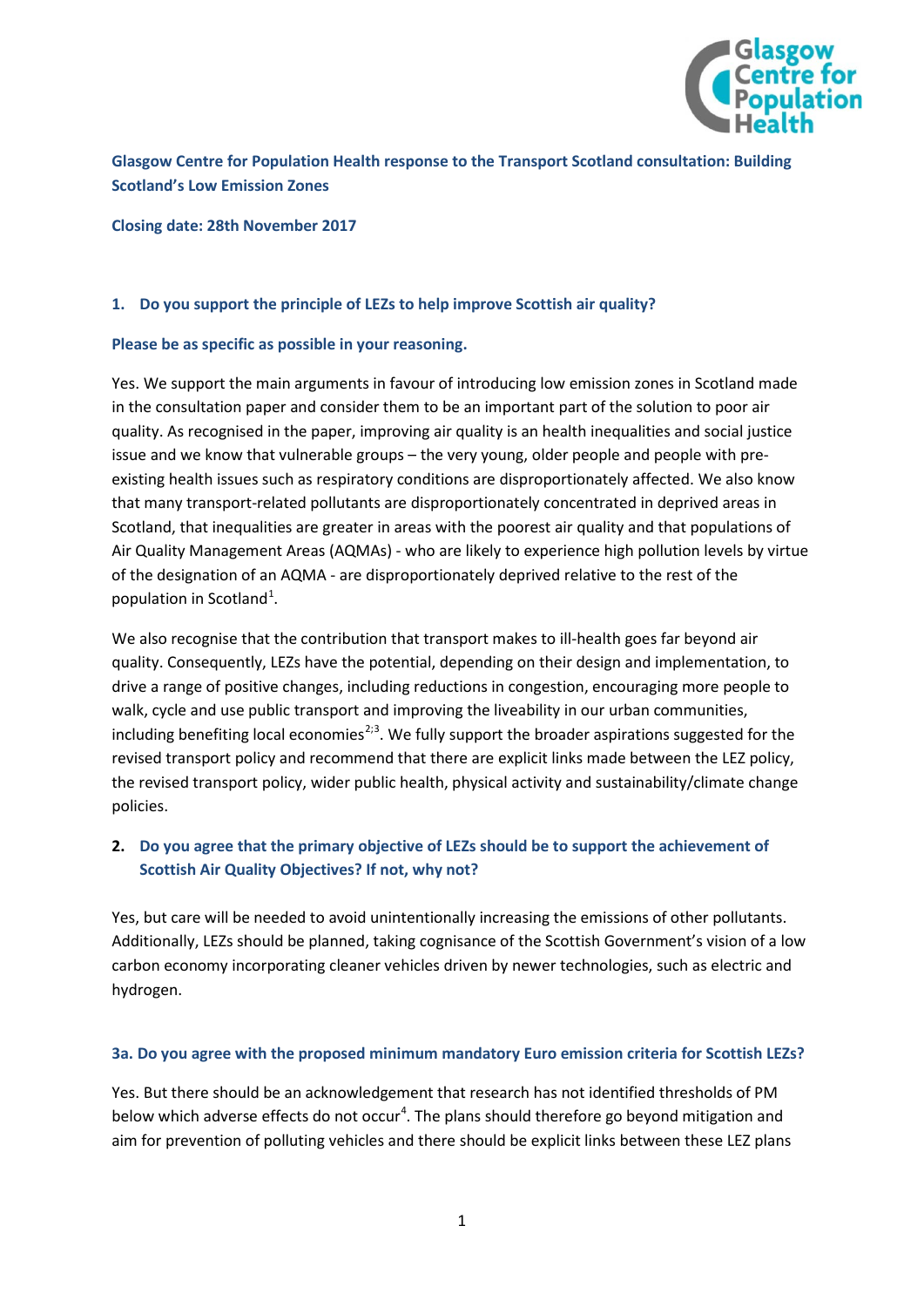**Glasgow Centre for Population Health response to the Transport Scotland consultation: Building Scotland's Low Emission Zones**

**Closing date: 28th November 2017**

**1. Do you support the principle of LEZs to help improve Scottish air quality?**

**Please be as specific as possible in your reasoning.**

Yes. We support the main arguments in favour of introducing low emission zones in Scotland made in the consultation paper and consider them to be an important part of the solution to poor air quality. As recognised in the paper, improving air quality is an health inequalities and social justice issue and we know that vulnerable groups – the very young, older people and people with pre-existing health issues such as respiratory conditions are disproportionately affected. We also know that many transport-related pollutants are disproportionately concentrated in deprived areas in Scotland, that inequalities are greater in areas with the poorest air quality and that populations of Air Quality Management Areas (AQMAs) - who are likely to experience high pollution levels by virtue of the designation of an AQMA - are disproportionately deprived relative to the rest of the population in Scotland[1].

We also recognise that the contribution that transport makes to ill-health goes far beyond air quality. Consequently, LEZs have the potential, depending on their design and implementation, to drive a range of positive changes, including reductions in congestion, encouraging more people to walk, cycle and use public transport and improving the liveability in our urban communities, including benefiting local economies[2;3]. We fully support the broader aspirations suggested for the revised transport policy and recommend that there are explicit links made between the LEZ policy, the revised transport policy, wider public health, physical activity and sustainability/climate change policies.

**2. Do you agree that the primary objective of LEZs should be to support the achievement of Scottish Air Quality Objectives? If not, why not?**

Yes, but care will be needed to avoid unintentionally increasing the emissions of other pollutants. Additionally, LEZs should be planned, taking cognisance of the Scottish Government's vision of a low carbon economy incorporating cleaner vehicles driven by newer technologies, such as electric and hydrogen.

**3a. Do you agree with the proposed minimum mandatory Euro emission criteria for Scottish LEZs?**

Yes. But there should be an acknowledgement that research has not identified thresholds of PM below which adverse effects do not occur[4]. The plans should therefore go beyond mitigation and aim for prevention of polluting vehicles and there should be explicit links between these LEZ plans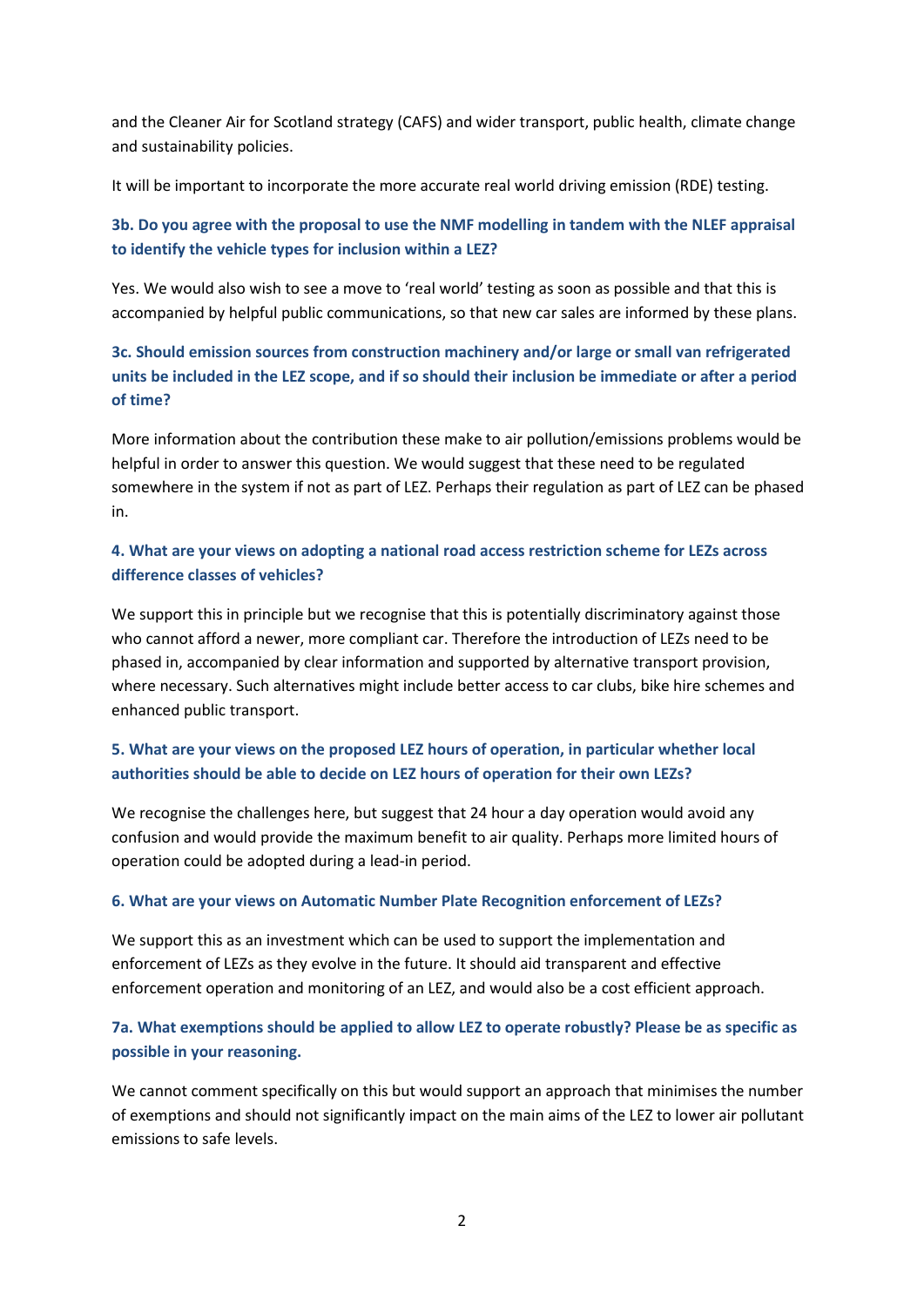and the Cleaner Air for Scotland strategy (CAFS) and wider transport, public health, climate change and sustainability policies.

It will be important to incorporate the more accurate real world driving emission (RDE) testing.

### 3b. Do you agree with the proposal to use the NMF modelling in tandem with the NLEF appraisal to identify the vehicle types for inclusion within a LEZ?

Yes. We would also wish to see a move to 'real world' testing as soon as possible and that this is accompanied by helpful public communications, so that new car sales are informed by these plans.

### 3c. Should emission sources from construction machinery and/or large or small van refrigerated units be included in the LEZ scope, and if so should their inclusion be immediate or after a period of time?

More information about the contribution these make to air pollution/emissions problems would be helpful in order to answer this question. We would suggest that these need to be regulated somewhere in the system if not as part of LEZ. Perhaps their regulation as part of LEZ can be phased in.

### 4. What are your views on adopting a national road access restriction scheme for LEZs across difference classes of vehicles?

We support this in principle but we recognise that this is potentially discriminatory against those who cannot afford a newer, more compliant car. Therefore the introduction of LEZs need to be phased in, accompanied by clear information and supported by alternative transport provision, where necessary. Such alternatives might include better access to car clubs, bike hire schemes and enhanced public transport.

### 5. What are your views on the proposed LEZ hours of operation, in particular whether local authorities should be able to decide on LEZ hours of operation for their own LEZs?

We recognise the challenges here, but suggest that 24 hour a day operation would avoid any confusion and would provide the maximum benefit to air quality. Perhaps more limited hours of operation could be adopted during a lead-in period.

### 6. What are your views on Automatic Number Plate Recognition enforcement of LEZs?

We support this as an investment which can be used to support the implementation and enforcement of LEZs as they evolve in the future. It should aid transparent and effective enforcement operation and monitoring of an LEZ, and would also be a cost efficient approach.

### 7a. What exemptions should be applied to allow LEZ to operate robustly? Please be as specific as possible in your reasoning.

We cannot comment specifically on this but would support an approach that minimises the number of exemptions and should not significantly impact on the main aims of the LEZ to lower air pollutant emissions to safe levels.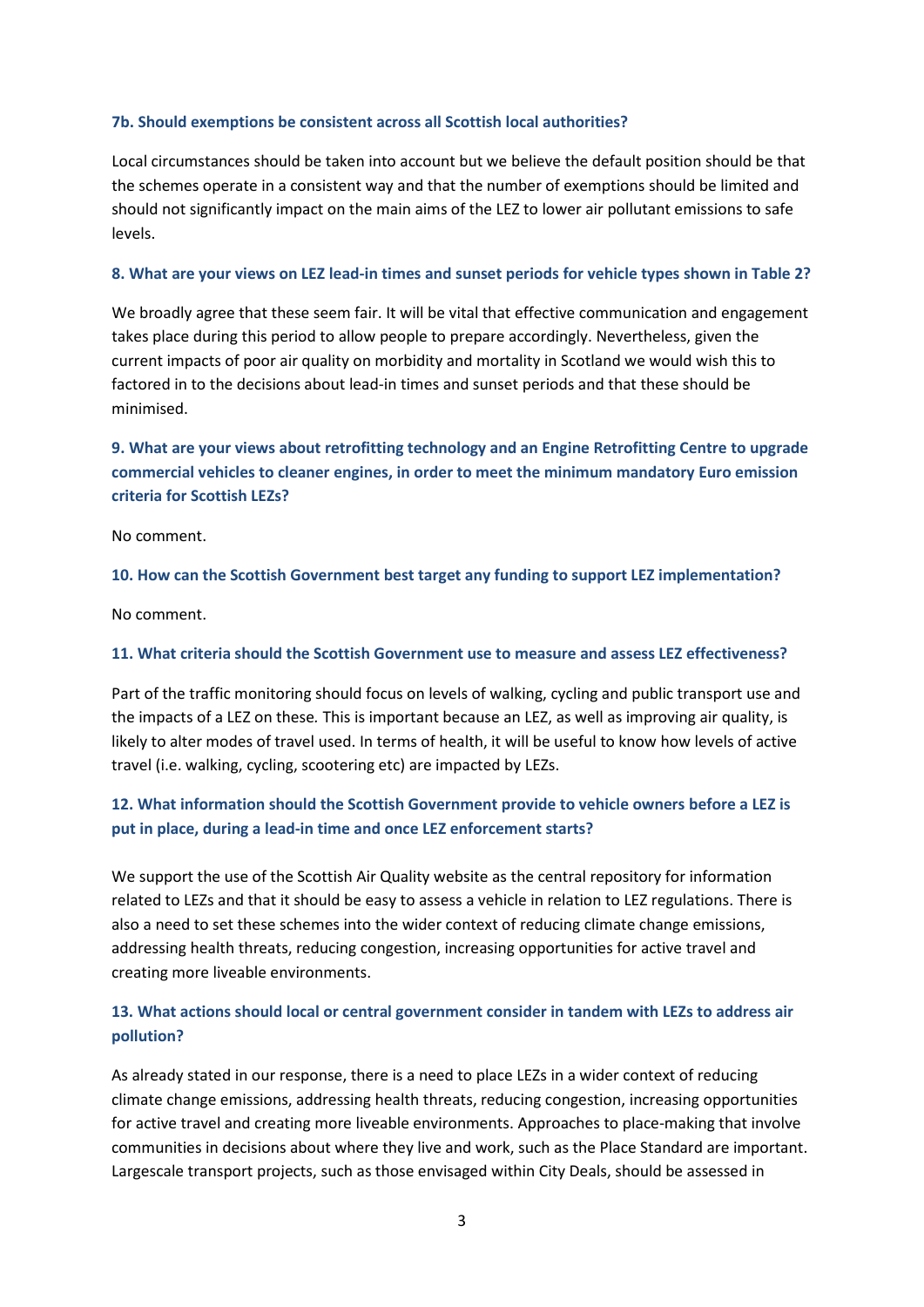### 7b. Should exemptions be consistent across all Scottish local authorities?

Local circumstances should be taken into account but we believe the default position should be that the schemes operate in a consistent way and that the number of exemptions should be limited and should not significantly impact on the main aims of the LEZ to lower air pollutant emissions to safe levels.

### 8. What are your views on LEZ lead-in times and sunset periods for vehicle types shown in Table 2?

We broadly agree that these seem fair. It will be vital that effective communication and engagement takes place during this period to allow people to prepare accordingly. Nevertheless, given the current impacts of poor air quality on morbidity and mortality in Scotland we would wish this to factored in to the decisions about lead-in times and sunset periods and that these should be minimised.

### 9. What are your views about retrofitting technology and an Engine Retrofitting Centre to upgrade commercial vehicles to cleaner engines, in order to meet the minimum mandatory Euro emission criteria for Scottish LEZs?

No comment.

### 10. How can the Scottish Government best target any funding to support LEZ implementation?

No comment.

### 11. What criteria should the Scottish Government use to measure and assess LEZ effectiveness?

Part of the traffic monitoring should focus on levels of walking, cycling and public transport use and the impacts of a LEZ on these. This is important because an LEZ, as well as improving air quality, is likely to alter modes of travel used. In terms of health, it will be useful to know how levels of active travel (i.e. walking, cycling, scootering etc) are impacted by LEZs.

### 12. What information should the Scottish Government provide to vehicle owners before a LEZ is put in place, during a lead-in time and once LEZ enforcement starts?

We support the use of the Scottish Air Quality website as the central repository for information related to LEZs and that it should be easy to assess a vehicle in relation to LEZ regulations. There is also a need to set these schemes into the wider context of reducing climate change emissions, addressing health threats, reducing congestion, increasing opportunities for active travel and creating more liveable environments.

### 13. What actions should local or central government consider in tandem with LEZs to address air pollution?

As already stated in our response, there is a need to place LEZs in a wider context of reducing climate change emissions, addressing health threats, reducing congestion, increasing opportunities for active travel and creating more liveable environments. Approaches to place-making that involve communities in decisions about where they live and work, such as the Place Standard are important. Largescale transport projects, such as those envisaged within City Deals, should be assessed in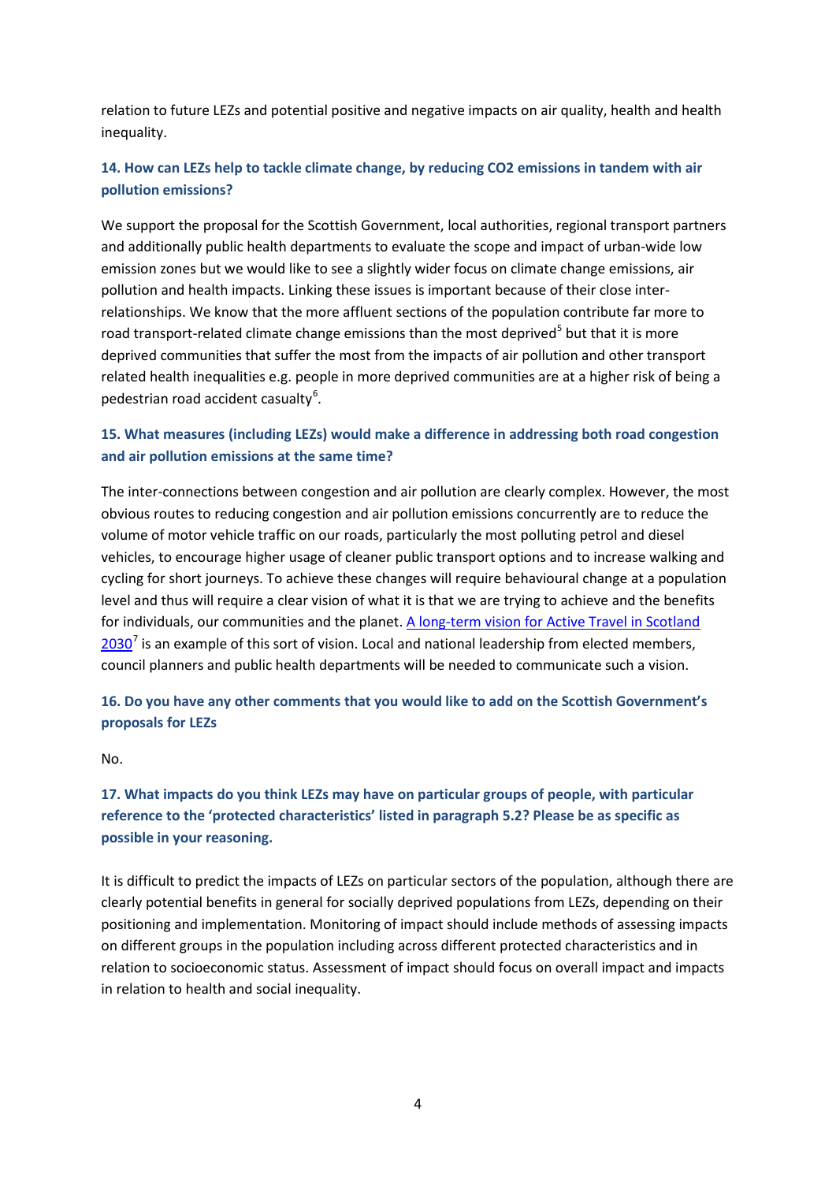relation to future LEZs and potential positive and negative impacts on air quality, health and health inequality.

### 14. How can LEZs help to tackle climate change, by reducing CO2 emissions in tandem with air pollution emissions?

We support the proposal for the Scottish Government, local authorities, regional transport partners and additionally public health departments to evaluate the scope and impact of urban-wide low emission zones but we would like to see a slightly wider focus on climate change emissions, air pollution and health impacts. Linking these issues is important because of their close inter-relationships. We know that the more affluent sections of the population contribute far more to road transport-related climate change emissions than the most deprived[5] but that it is more deprived communities that suffer the most from the impacts of air pollution and other transport related health inequalities e.g. people in more deprived communities are at a higher risk of being a pedestrian road accident casualty[6].

### 15. What measures (including LEZs) would make a difference in addressing both road congestion and air pollution emissions at the same time?

The inter-connections between congestion and air pollution are clearly complex. However, the most obvious routes to reducing congestion and air pollution emissions concurrently are to reduce the volume of motor vehicle traffic on our roads, particularly the most polluting petrol and diesel vehicles, to encourage higher usage of cleaner public transport options and to increase walking and cycling for short journeys. To achieve these changes will require behavioural change at a population level and thus will require a clear vision of what it is that we are trying to achieve and the benefits for individuals, our communities and the planet. A long-term vision for Active Travel in Scotland 2030[7] is an example of this sort of vision. Local and national leadership from elected members, council planners and public health departments will be needed to communicate such a vision.

### 16. Do you have any other comments that you would like to add on the Scottish Government's proposals for LEZs

No.

### 17. What impacts do you think LEZs may have on particular groups of people, with particular reference to the 'protected characteristics' listed in paragraph 5.2? Please be as specific as possible in your reasoning.

It is difficult to predict the impacts of LEZs on particular sectors of the population, although there are clearly potential benefits in general for socially deprived populations from LEZs, depending on their positioning and implementation. Monitoring of impact should include methods of assessing impacts on different groups in the population including across different protected characteristics and in relation to socioeconomic status. Assessment of impact should focus on overall impact and impacts in relation to health and social inequality.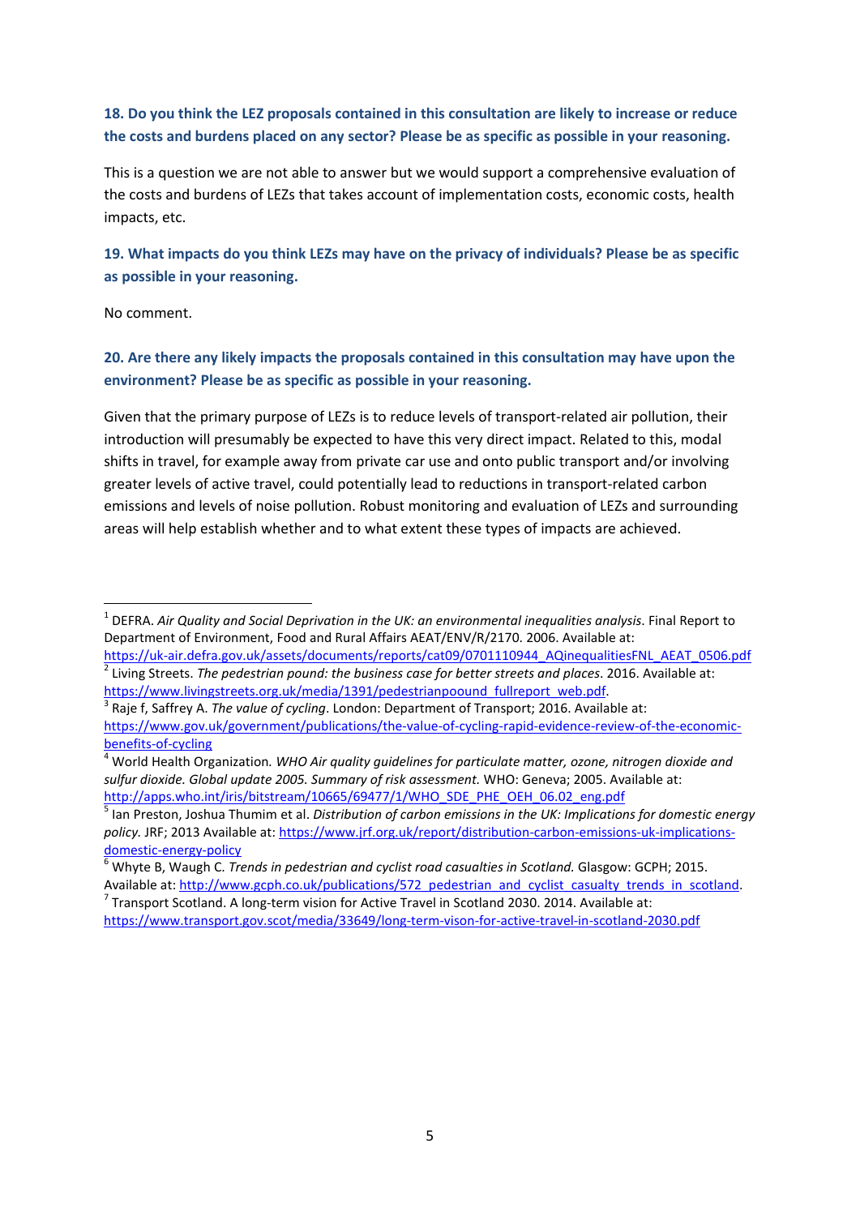**18. Do you think the LEZ proposals contained in this consultation are likely to increase or reduce the costs and burdens placed on any sector? Please be as specific as possible in your reasoning.**

This is a question we are not able to answer but we would support a comprehensive evaluation of the costs and burdens of LEZs that takes account of implementation costs, economic costs, health impacts, etc.

**19. What impacts do you think LEZs may have on the privacy of individuals? Please be as specific as possible in your reasoning.**

No comment.

**20. Are there any likely impacts the proposals contained in this consultation may have upon the environment? Please be as specific as possible in your reasoning.**

Given that the primary purpose of LEZs is to reduce levels of transport-related air pollution, their introduction will presumably be expected to have this very direct impact. Related to this, modal shifts in travel, for example away from private car use and onto public transport and/or involving greater levels of active travel, could potentially lead to reductions in transport-related carbon emissions and levels of noise pollution. Robust monitoring and evaluation of LEZs and surrounding areas will help establish whether and to what extent these types of impacts are achieved.

---

[1] DEFRA. *Air Quality and Social Deprivation in the UK: an environmental inequalities analysis*. Final Report to Department of Environment, Food and Rural Affairs AEAT/ENV/R/2170. 2006. Available at: https://uk-air.defra.gov.uk/assets/documents/reports/cat09/0701110944_AQinequalitiesFNL_AEAT_0506.pdf

[2] Living Streets. *The pedestrian pound: the business case for better streets and places*. 2016. Available at: https://www.livingstreets.org.uk/media/1391/pedestrianpoound_fullreport_web.pdf.

[3] Raje f, Saffrey A. *The value of cycling*. London: Department of Transport; 2016. Available at: https://www.gov.uk/government/publications/the-value-of-cycling-rapid-evidence-review-of-the-economic-benefits-of-cycling

[4] World Health Organization. *WHO Air quality guidelines for particulate matter, ozone, nitrogen dioxide and sulfur dioxide. Global update 2005. Summary of risk assessment.* WHO: Geneva; 2005. Available at: http://apps.who.int/iris/bitstream/10665/69477/1/WHO_SDE_PHE_OEH_06.02_eng.pdf

[5] Ian Preston, Joshua Thumim et al. *Distribution of carbon emissions in the UK: Implications for domestic energy policy.* JRF; 2013 Available at: https://www.jrf.org.uk/report/distribution-carbon-emissions-uk-implications-domestic-energy-policy

[6] Whyte B, Waugh C. *Trends in pedestrian and cyclist road casualties in Scotland.* Glasgow: GCPH; 2015. Available at: http://www.gcph.co.uk/publications/572_pedestrian_and_cyclist_casualty_trends_in_scotland.

[7] Transport Scotland. A long-term vision for Active Travel in Scotland 2030. 2014. Available at: https://www.transport.gov.scot/media/33649/long-term-vison-for-active-travel-in-scotland-2030.pdf